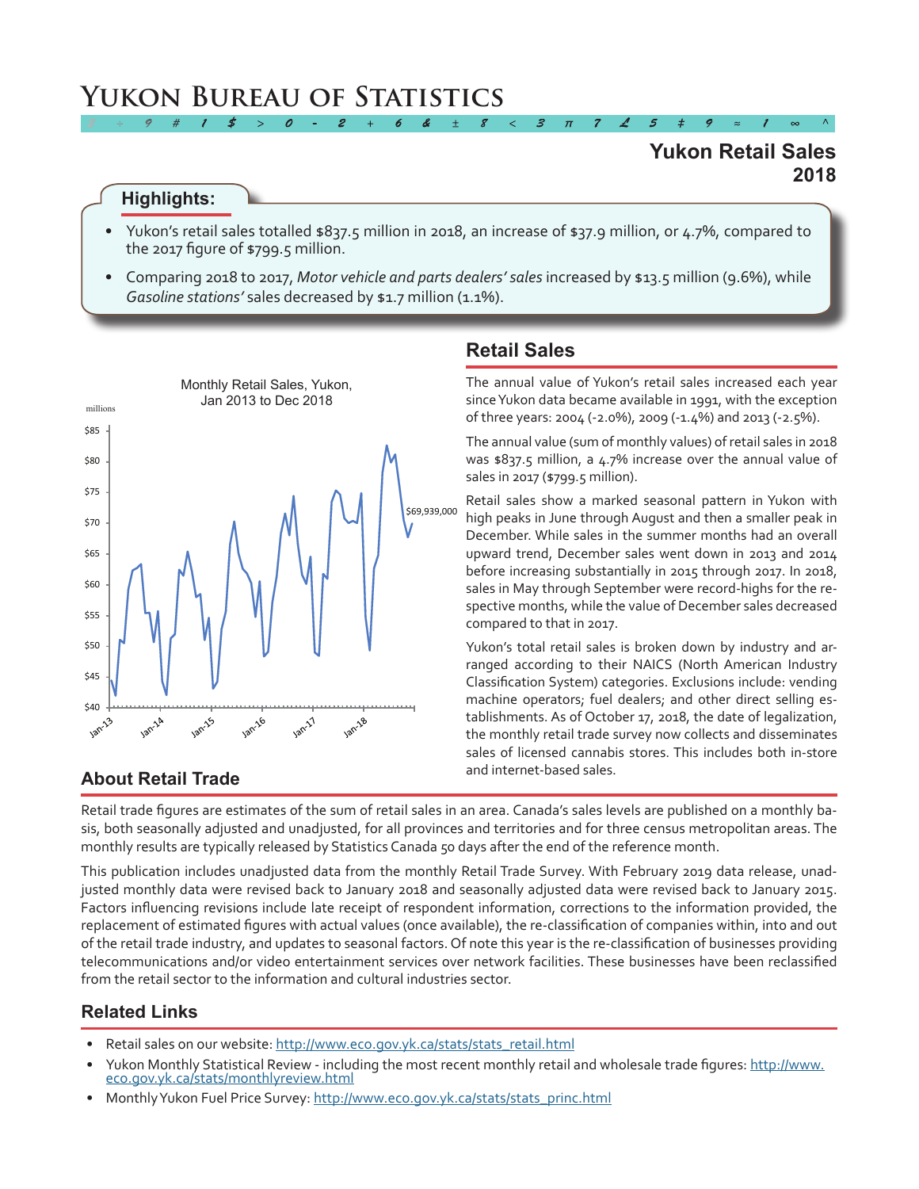# Yukon Bureau of Statistics

## Yukon Retail Sales 2018

**Highlights:**

- Yukon's retail sales totalled $837.5 million in 2018, an increase of $37.9 million, or 4.7%, compared to the 2017 figure of $799.5 million.
- Comparing 2018 to 2017, *Motor vehicle and parts dealers' sales* increased by $13.5 million (9.6%), while *Gasoline stations'* sales decreased by $1.7 million (1.1%).

## Retail Sales

The annual value of Yukon's retail sales increased each year since Yukon data became available in 1991, with the exception of three years: 2004 (-2.0%), 2009 (-1.4%) and 2013 (-2.5%).

The annual value (sum of monthly values) of retail sales in 2018 was $837.5 million, a 4.7% increase over the annual value of sales in 2017 ($799.5 million).

Retail sales show a marked seasonal pattern in Yukon with high peaks in June through August and then a smaller peak in December. While sales in the summer months had an overall upward trend, December sales went down in 2013 and 2014 before increasing substantially in 2015 through 2017. In 2018, sales in May through September were record-highs for the respective months, while the value of December sales decreased compared to that in 2017.

Yukon's total retail sales is broken down by industry and arranged according to their NAICS (North American Industry Classification System) categories. Exclusions include: vending machine operators; fuel dealers; and other direct selling establishments. As of October 17, 2018, the date of legalization, the monthly retail trade survey now collects and disseminates sales of licensed cannabis stores. This includes both in-store and internet-based sales.

Monthly Retail Sales, Yukon, Jan 2013 to Dec 2018

## About Retail Trade

Retail trade figures are estimates of the sum of retail sales in an area. Canada's sales levels are published on a monthly basis, both seasonally adjusted and unadjusted, for all provinces and territories and for three census metropolitan areas. The monthly results are typically released by Statistics Canada 50 days after the end of the reference month.

This publication includes unadjusted data from the monthly Retail Trade Survey. With February 2019 data release, unadjusted monthly data were revised back to January 2018 and seasonally adjusted data were revised back to January 2015. Factors influencing revisions include late receipt of respondent information, corrections to the information provided, the replacement of estimated figures with actual values (once available), the re-classification of companies within, into and out of the retail trade industry, and updates to seasonal factors. Of note this year is the re-classification of businesses providing telecommunications and/or video entertainment services over network facilities. These businesses have been reclassified from the retail sector to the information and cultural industries sector.

## Related Links

- Retail sales on our website: http://www.eco.gov.yk.ca/stats/stats_retail.html
- Yukon Monthly Statistical Review - including the most recent monthly retail and wholesale trade figures: http://www.eco.gov.yk.ca/stats/monthlyreview.html
- Monthly Yukon Fuel Price Survey: http://www.eco.gov.yk.ca/stats/stats_princ.html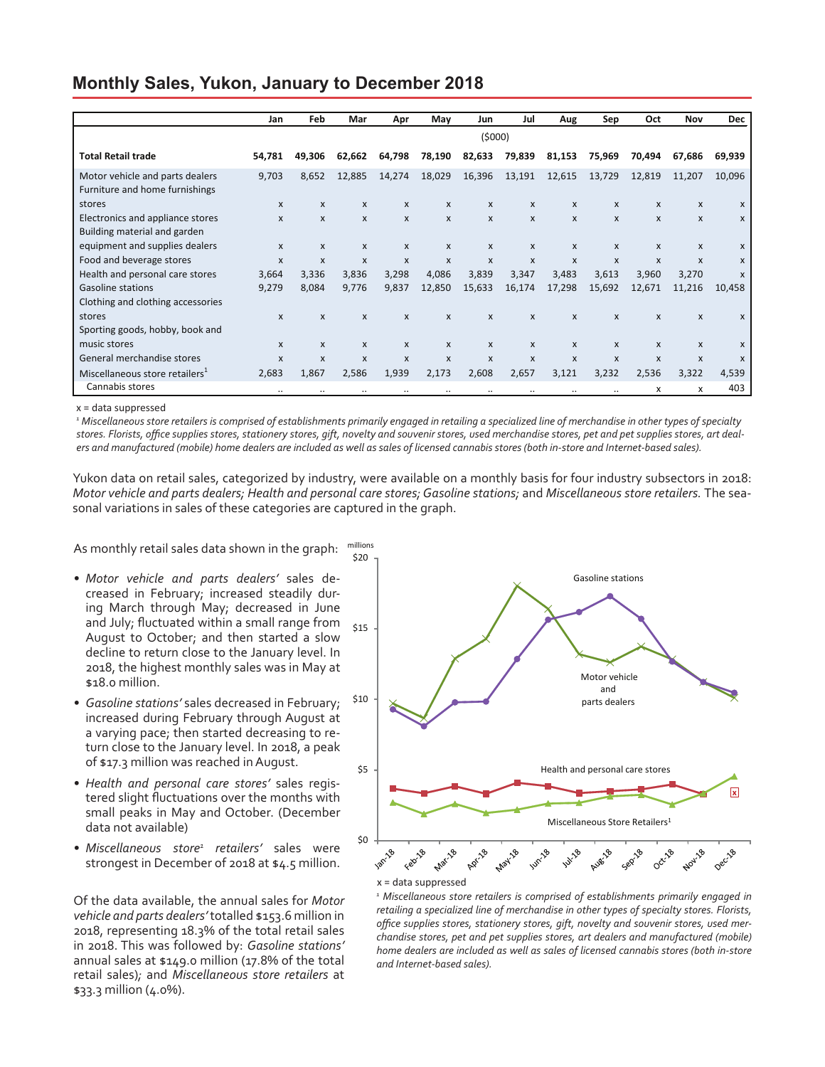## Monthly Sales, Yukon, January to December 2018

| | Jan | Feb | Mar | Apr | May | Jun | Jul | Aug | Sep | Oct | Nov | Dec |
|---|---|---|---|---|---|---|---|---|---|---|---|---|
| | | | | | | ($000) | | | | | | |
| **Total Retail trade** | **54,781** | **49,306** | **62,662** | **64,798** | **78,190** | **82,633** | **79,839** | **81,153** | **75,969** | **70,494** | **67,686** | **69,939** |
| Motor vehicle and parts dealers | 9,703 | 8,652 | 12,885 | 14,274 | 18,029 | 16,396 | 13,191 | 12,615 | 13,729 | 12,819 | 11,207 | 10,096 |
| Furniture and home furnishings stores | x | x | x | x | x | x | x | x | x | x | x | x |
| Electronics and appliance stores | x | x | x | x | x | x | x | x | x | x | x | x |
| Building material and garden equipment and supplies dealers | x | x | x | x | x | x | x | x | x | x | x | x |
| Food and beverage stores | x | x | x | x | x | x | x | x | x | x | x | x |
| Health and personal care stores | 3,664 | 3,336 | 3,836 | 3,298 | 4,086 | 3,839 | 3,347 | 3,483 | 3,613 | 3,960 | 3,270 | x |
| Gasoline stations | 9,279 | 8,084 | 9,776 | 9,837 | 12,850 | 15,633 | 16,174 | 17,298 | 15,692 | 12,671 | 11,216 | 10,458 |
| Clothing and clothing accessories stores | x | x | x | x | x | x | x | x | x | x | x | x |
| Sporting goods, hobby, book and music stores | x | x | x | x | x | x | x | x | x | x | x | x |
| General merchandise stores | x | x | x | x | x | x | x | x | x | x | x | x |
| Miscellaneous store retailers[1] | 2,683 | 1,867 | 2,586 | 1,939 | 2,173 | 2,608 | 2,657 | 3,121 | 3,232 | 2,536 | 3,322 | 4,539 |
| Cannabis stores | .. | .. | .. | .. | .. | .. | .. | .. | .. | x | x | 403 |

x = data suppressed

[1] *Miscellaneous store retailers is comprised of establishments primarily engaged in retailing a specialized line of merchandise in other types of specialty stores. Florists, office supplies stores, stationery stores, gift, novelty and souvenir stores, used merchandise stores, pet and pet supplies stores, art dealers and manufactured (mobile) home dealers are included as well as sales of licensed cannabis stores (both in-store and Internet-based sales).*

Yukon data on retail sales, categorized by industry, were available on a monthly basis for four industry subsectors in 2018: *Motor vehicle and parts dealers; Health and personal care stores; Gasoline stations;* and *Miscellaneous store retailers.* The seasonal variations in sales of these categories are captured in the graph.

As monthly retail sales data shown in the graph:

- *Motor vehicle and parts dealers'* sales decreased in February; increased steadily during March through May; decreased in June and July; fluctuated within a small range from August to October; and then started a slow decline to return close to the January level. In 2018, the highest monthly sales was in May at $18.0 million.
- *Gasoline stations'* sales decreased in February; increased during February through August at a varying pace; then started decreasing to return close to the January level. In 2018, a peak of $17.3 million was reached in August.
- *Health and personal care stores'* sales registered slight fluctuations over the months with small peaks in May and October. (December data not available)
- *Miscellaneous store[1] retailers'* sales were strongest in December of 2018 at $4.5 million.

Of the data available, the annual sales for *Motor vehicle and parts dealers'* totalled $153.6 million in 2018, representing 18.3% of the total retail sales in 2018. This was followed by: *Gasoline stations'* annual sales at $149.0 million (17.8% of the total retail sales); and *Miscellaneous store retailers* at $33.3 million (4.0%).

x = data suppressed

[1] *Miscellaneous store retailers is comprised of establishments primarily engaged in retailing a specialized line of merchandise in other types of specialty stores. Florists, office supplies stores, stationery stores, gift, novelty and souvenir stores, used merchandise stores, pet and pet supplies stores, art dealers and manufactured (mobile) home dealers are included as well as sales of licensed cannabis stores (both in-store and Internet-based sales).*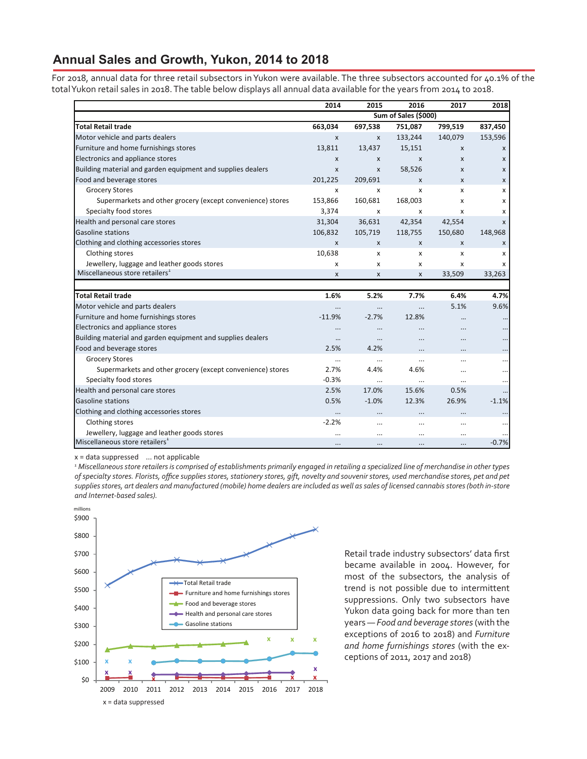## Annual Sales and Growth, Yukon, 2014 to 2018

For 2018, annual data for three retail subsectors in Yukon were available. The three subsectors accounted for 40.1% of the total Yukon retail sales in 2018. The table below displays all annual data available for the years from 2014 to 2018.

| | 2014 | 2015 | 2016 | 2017 | 2018 |
|---|---|---|---|---|---|
| | Sum of Sales ($000) | | | | |
| **Total Retail trade** | **663,034** | **697,538** | **751,087** | **799,519** | **837,450** |
| Motor vehicle and parts dealers | x | x | 133,244 | 140,079 | 153,596 |
| Furniture and home furnishings stores | 13,811 | 13,437 | 15,151 | x | x |
| Electronics and appliance stores | x | x | x | x | x |
| Building material and garden equipment and supplies dealers | x | x | 58,526 | x | x |
| Food and beverage stores | 201,225 | 209,691 | x | x | x |
| Grocery Stores | x | x | x | x | x |
| Supermarkets and other grocery (except convenience) stores | 153,866 | 160,681 | 168,003 | x | x |
| Specialty food stores | 3,374 | x | x | x | x |
| Health and personal care stores | 31,304 | 36,631 | 42,354 | 42,554 | x |
| Gasoline stations | 106,832 | 105,719 | 118,755 | 150,680 | 148,968 |
| Clothing and clothing accessories stores | x | x | x | x | x |
| Clothing stores | 10,638 | x | x | x | x |
| Jewellery, luggage and leather goods stores | x | x | x | x | x |
| Miscellaneous store retailers[1] | x | x | x | 33,509 | 33,263 |
| | | | | | |
| **Total Retail trade** | **1.6%** | **5.2%** | **7.7%** | **6.4%** | **4.7%** |
| Motor vehicle and parts dealers | ... | ... | ... | 5.1% | 9.6% |
| Furniture and home furnishings stores | -11.9% | -2.7% | 12.8% | ... | ... |
| Electronics and appliance stores | ... | ... | ... | ... | ... |
| Building material and garden equipment and supplies dealers | ... | ... | ... | ... | ... |
| Food and beverage stores | 2.5% | 4.2% | ... | ... | ... |
| Grocery Stores | ... | ... | ... | ... | ... |
| Supermarkets and other grocery (except convenience) stores | 2.7% | 4.4% | 4.6% | ... | ... |
| Specialty food stores | -0.3% | ... | ... | ... | ... |
| Health and personal care stores | 2.5% | 17.0% | 15.6% | 0.5% | ... |
| Gasoline stations | 0.5% | -1.0% | 12.3% | 26.9% | -1.1% |
| Clothing and clothing accessories stores | ... | ... | ... | ... | ... |
| Clothing stores | -2.2% | ... | ... | ... | ... |
| Jewellery, luggage and leather goods stores | ... | ... | ... | ... | ... |
| Miscellaneous store retailers[1] | ... | ... | ... | ... | -0.7% |

x = data suppressed ... not applicable

[1] *Miscellaneous store retailers is comprised of establishments primarily engaged in retailing a specialized line of merchandise in other types of specialty stores. Florists, office supplies stores, stationery stores, gift, novelty and souvenir stores, used merchandise stores, pet and pet supplies stores, art dealers and manufactured (mobile) home dealers are included as well as sales of licensed cannabis stores (both in-store and Internet-based sales).*

Retail trade industry subsectors' data first became available in 2004. However, for most of the subsectors, the analysis of trend is not possible due to intermittent suppressions. Only two subsectors have Yukon data going back for more than ten years — *Food and beverage stores* (with the exceptions of 2016 to 2018) and *Furniture and home furnishings stores* (with the exceptions of 2011, 2017 and 2018)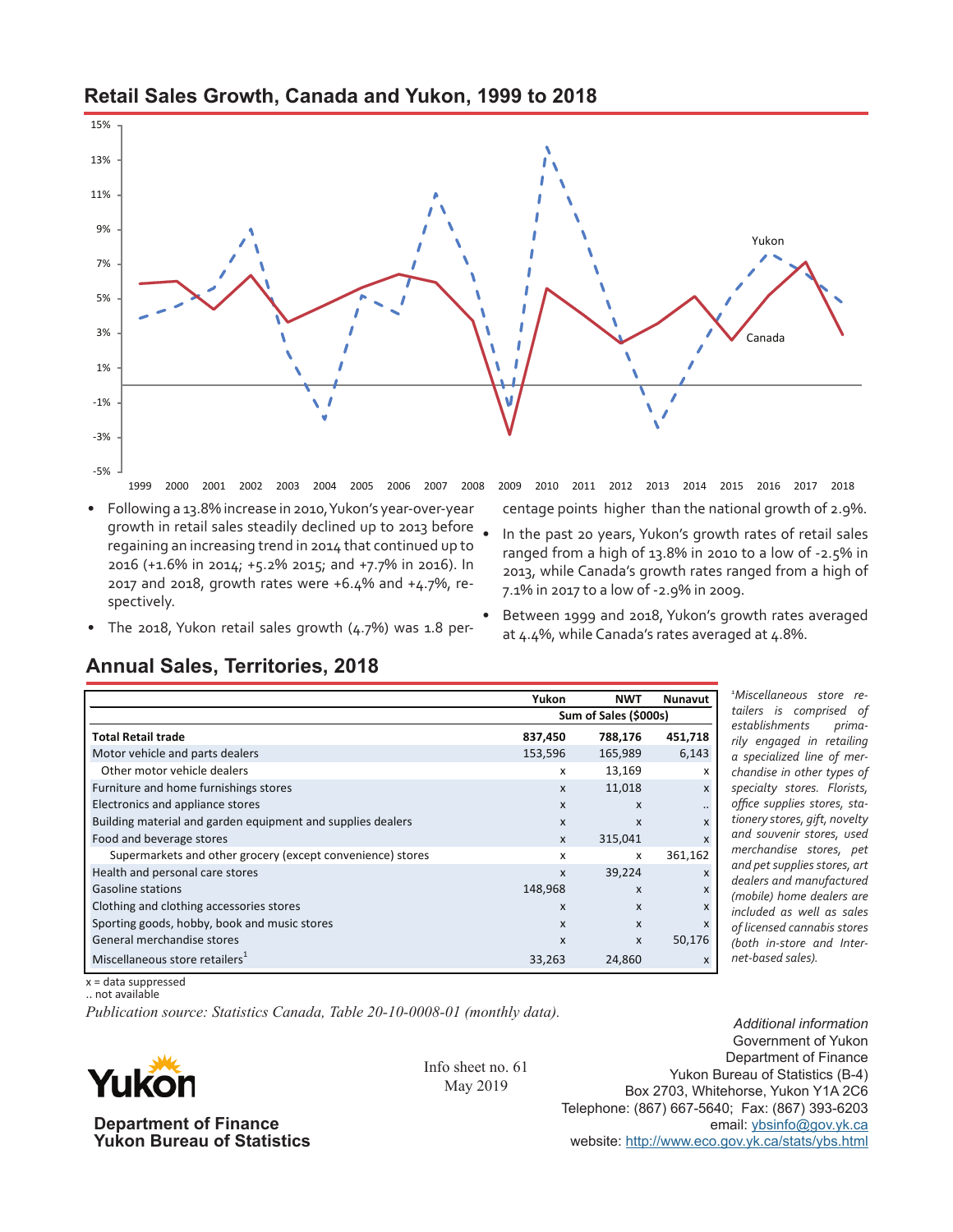## Retail Sales Growth, Canada and Yukon, 1999 to 2018

15%
13%
11%
9%
7%
5%
3%
1%
-1%
-3%
-5%

1999 2000 2001 2002 2003 2004 2005 2006 2007 2008 2009 2010 2011 2012 2013 2014 2015 2016 2017 2018

Yukon

Canada

- Following a 13.8% increase in 2010, Yukon's year-over-year growth in retail sales steadily declined up to 2013 before regaining an increasing trend in 2014 that continued up to 2016 (+1.6% in 2014; +5.2% 2015; and +7.7% in 2016). In 2017 and 2018, growth rates were +6.4% and +4.7%, respectively.
- The 2018, Yukon retail sales growth (4.7%) was 1.8 percentage points higher than the national growth of 2.9%.
- In the past 20 years, Yukon's growth rates of retail sales ranged from a high of 13.8% in 2010 to a low of -2.5% in 2013, while Canada's growth rates ranged from a high of 7.1% in 2017 to a low of -2.9% in 2009.
- Between 1999 and 2018, Yukon's growth rates averaged at 4.4%, while Canada's rates averaged at 4.8%.

## Annual Sales, Territories, 2018

| | Yukon | NWT | Nunavut |
|---|---|---|---|
| | Sum of Sales ($000s) | | |
| **Total Retail trade** | **837,450** | **788,176** | **451,718** |
| Motor vehicle and parts dealers | 153,596 | 165,989 | 6,143 |
| Other motor vehicle dealers | x | 13,169 | x |
| Furniture and home furnishings stores | x | 11,018 | x |
| Electronics and appliance stores | x | x | .. |
| Building material and garden equipment and supplies dealers | x | x | x |
| Food and beverage stores | x | 315,041 | x |
| Supermarkets and other grocery (except convenience) stores | x | x | 361,162 |
| Health and personal care stores | x | 39,224 | x |
| Gasoline stations | 148,968 | x | x |
| Clothing and clothing accessories stores | x | x | x |
| Sporting goods, hobby, book and music stores | x | x | x |
| General merchandise stores | x | x | 50,176 |
| Miscellaneous store retailers[1] | 33,263 | 24,860 | x |

x = data suppressed
.. not available

*Publication source: Statistics Canada, Table 20-10-0008-01 (monthly data).*

*[1]Miscellaneous store retailers is comprised of establishments primarily engaged in retailing a specialized line of merchandise in other types of specialty stores. Florists, office supplies stores, stationery stores, gift, novelty and souvenir stores, used merchandise stores, pet and pet supplies stores, art dealers and manufactured (mobile) home dealers are included as well as sales of licensed cannabis stores (both in-store and Internet-based sales).*

Yukon

**Department of Finance**
**Yukon Bureau of Statistics**

Info sheet no. 61
May 2019

*Additional information*
Government of Yukon
Department of Finance
Yukon Bureau of Statistics (B-4)
Box 2703, Whitehorse, Yukon Y1A 2C6
Telephone: (867) 667-5640; Fax: (867) 393-6203
email: ybsinfo@gov.yk.ca
website: http://www.eco.gov.yk.ca/stats/ybs.html